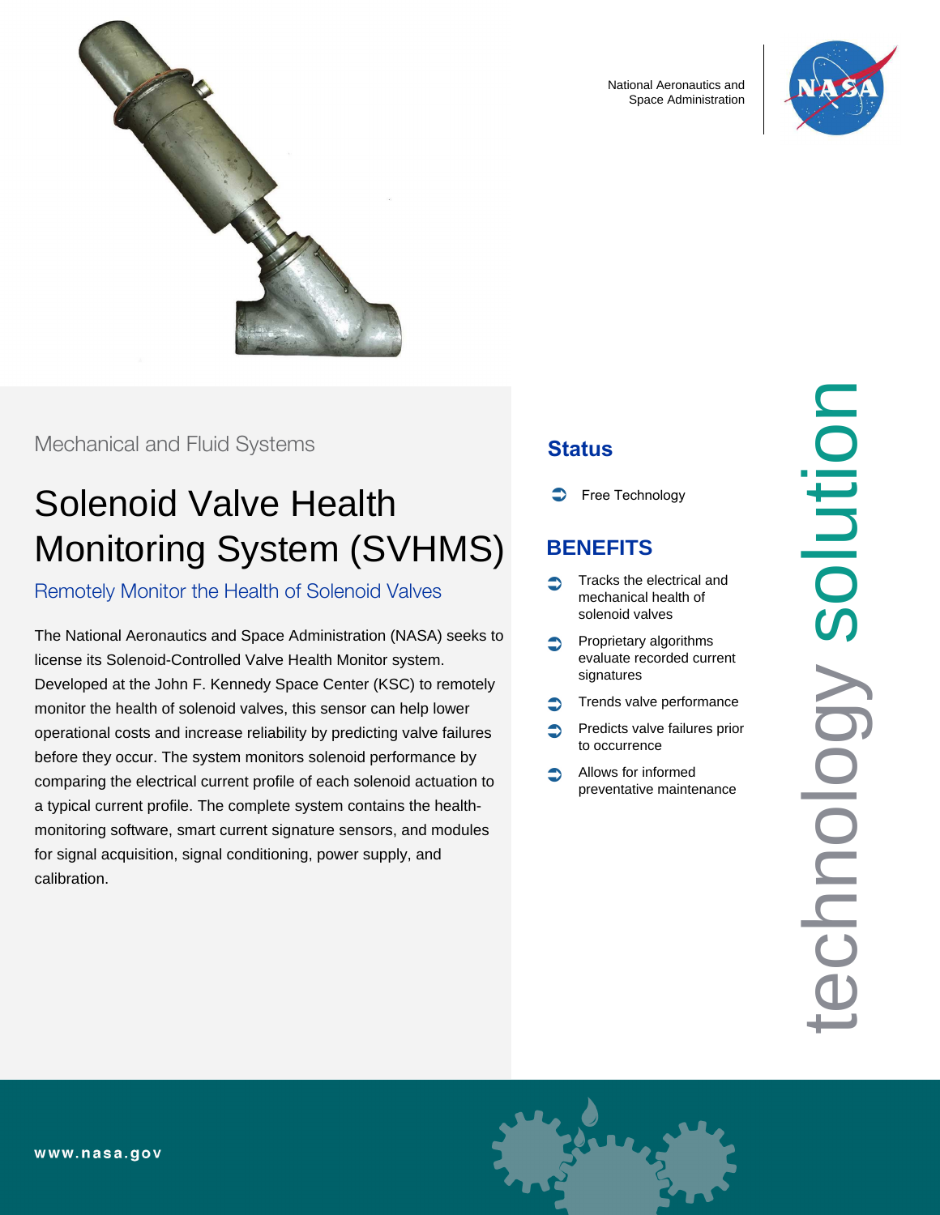National Aeronautics and Space Administration

Mechanical and Fluid Systems

# Solenoid Valve Health Monitoring System (SVHMS)

## Remotely Monitor the Health of Solenoid Valves

The National Aeronautics and Space Administration (NASA) seeks to license its Solenoid-Controlled Valve Health Monitor system. Developed at the John F. Kennedy Space Center (KSC) to remotely monitor the health of solenoid valves, this sensor can help lower operational costs and increase reliability by predicting valve failures before they occur. The system monitors solenoid performance by comparing the electrical current profile of each solenoid actuation to a typical current profile. The complete system contains the health-monitoring software, smart current signature sensors, and modules for signal acquisition, signal conditioning, power supply, and calibration.

## Status

- Free Technology

## BENEFITS

- Tracks the electrical and mechanical health of solenoid valves
- Proprietary algorithms evaluate recorded current signatures
- Trends valve performance
- Predicts valve failures prior to occurrence
- Allows for informed preventative maintenance

technology solution

www.nasa.gov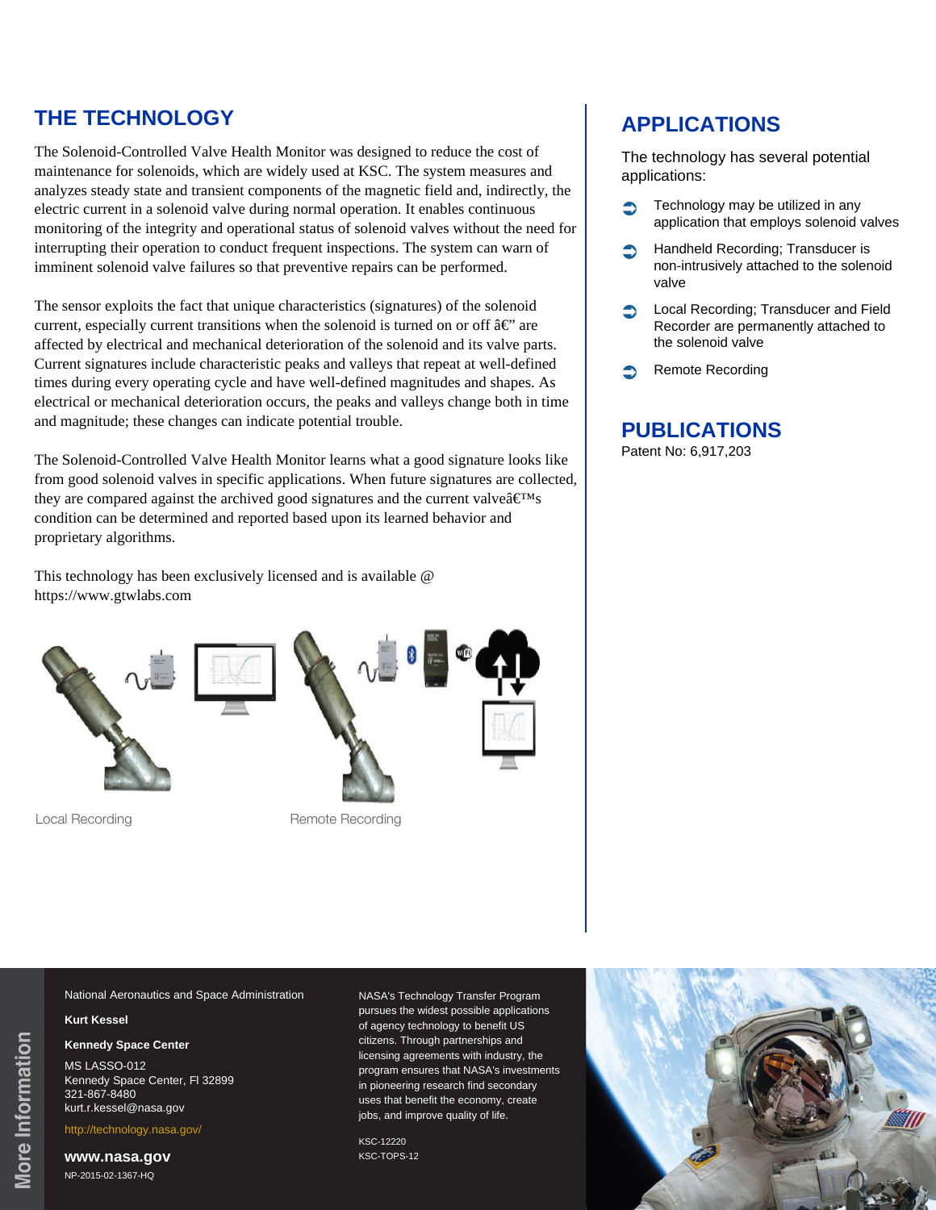## THE TECHNOLOGY

The Solenoid-Controlled Valve Health Monitor was designed to reduce the cost of maintenance for solenoids, which are widely used at KSC. The system measures and analyzes steady state and transient components of the magnetic field and, indirectly, the electric current in a solenoid valve during normal operation. It enables continuous monitoring of the integrity and operational status of solenoid valves without the need for interrupting their operation to conduct frequent inspections. The system can warn of imminent solenoid valve failures so that preventive repairs can be performed.

The sensor exploits the fact that unique characteristics (signatures) of the solenoid current, especially current transitions when the solenoid is turned on or off â€" are affected by electrical and mechanical deterioration of the solenoid and its valve parts. Current signatures include characteristic peaks and valleys that repeat at well-defined times during every operating cycle and have well-defined magnitudes and shapes. As electrical or mechanical deterioration occurs, the peaks and valleys change both in time and magnitude; these changes can indicate potential trouble.

The Solenoid-Controlled Valve Health Monitor learns what a good signature looks like from good solenoid valves in specific applications. When future signatures are collected, they are compared against the archived good signatures and the current valveâ€™s condition can be determined and reported based upon its learned behavior and proprietary algorithms.

This technology has been exclusively licensed and is available @ https://www.gtwlabs.com

Local Recording

Remote Recording

## APPLICATIONS

The technology has several potential applications:

- Technology may be utilized in any application that employs solenoid valves
- Handheld Recording; Transducer is non-intrusively attached to the solenoid valve
- Local Recording; Transducer and Field Recorder are permanently attached to the solenoid valve
- Remote Recording

## PUBLICATIONS

Patent No: 6,917,203

**More Information**

National Aeronautics and Space Administration

**Kurt Kessel**

**Kennedy Space Center**

MS LASSO-012
Kennedy Space Center, Fl 32899
321-867-8480
kurt.r.kessel@nasa.gov

http://technology.nasa.gov/

**www.nasa.gov**

NP-2015-02-1367-HQ

NASA's Technology Transfer Program pursues the widest possible applications of agency technology to benefit US citizens. Through partnerships and licensing agreements with industry, the program ensures that NASA's investments in pioneering research find secondary uses that benefit the economy, create jobs, and improve quality of life.

KSC-12220
KSC-TOPS-12